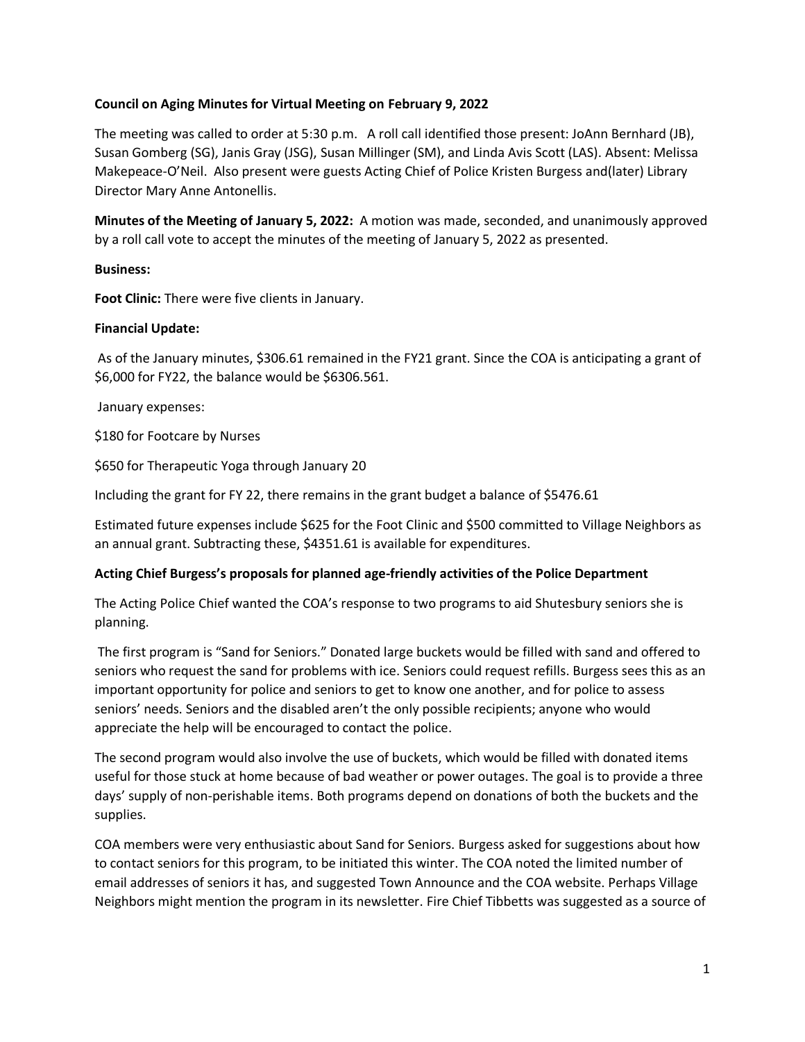**Council on Aging Minutes for Virtual Meeting on February 9, 2022**

The meeting was called to order at 5:30 p.m. A roll call identified those present: JoAnn Bernhard (JB), Susan Gomberg (SG), Janis Gray (JSG), Susan Millinger (SM), and Linda Avis Scott (LAS). Absent: Melissa Makepeace-O'Neil. Also present were guests Acting Chief of Police Kristen Burgess and(later) Library Director Mary Anne Antonellis.

**Minutes of the Meeting of January 5, 2022:** A motion was made, seconded, and unanimously approved by a roll call vote to accept the minutes of the meeting of January 5, 2022 as presented.

**Business:**

**Foot Clinic:** There were five clients in January.

**Financial Update:**

As of the January minutes, $306.61 remained in the FY21 grant. Since the COA is anticipating a grant of $6,000 for FY22, the balance would be $6306.561.

January expenses:

$180 for Footcare by Nurses

$650 for Therapeutic Yoga through January 20

Including the grant for FY 22, there remains in the grant budget a balance of $5476.61

Estimated future expenses include $625 for the Foot Clinic and $500 committed to Village Neighbors as an annual grant. Subtracting these, $4351.61 is available for expenditures.

**Acting Chief Burgess's proposals for planned age-friendly activities of the Police Department**

The Acting Police Chief wanted the COA's response to two programs to aid Shutesbury seniors she is planning.

The first program is "Sand for Seniors." Donated large buckets would be filled with sand and offered to seniors who request the sand for problems with ice. Seniors could request refills. Burgess sees this as an important opportunity for police and seniors to get to know one another, and for police to assess seniors' needs. Seniors and the disabled aren't the only possible recipients; anyone who would appreciate the help will be encouraged to contact the police.

The second program would also involve the use of buckets, which would be filled with donated items useful for those stuck at home because of bad weather or power outages. The goal is to provide a three days' supply of non-perishable items. Both programs depend on donations of both the buckets and the supplies.

COA members were very enthusiastic about Sand for Seniors. Burgess asked for suggestions about how to contact seniors for this program, to be initiated this winter. The COA noted the limited number of email addresses of seniors it has, and suggested Town Announce and the COA website. Perhaps Village Neighbors might mention the program in its newsletter. Fire Chief Tibbetts was suggested as a source of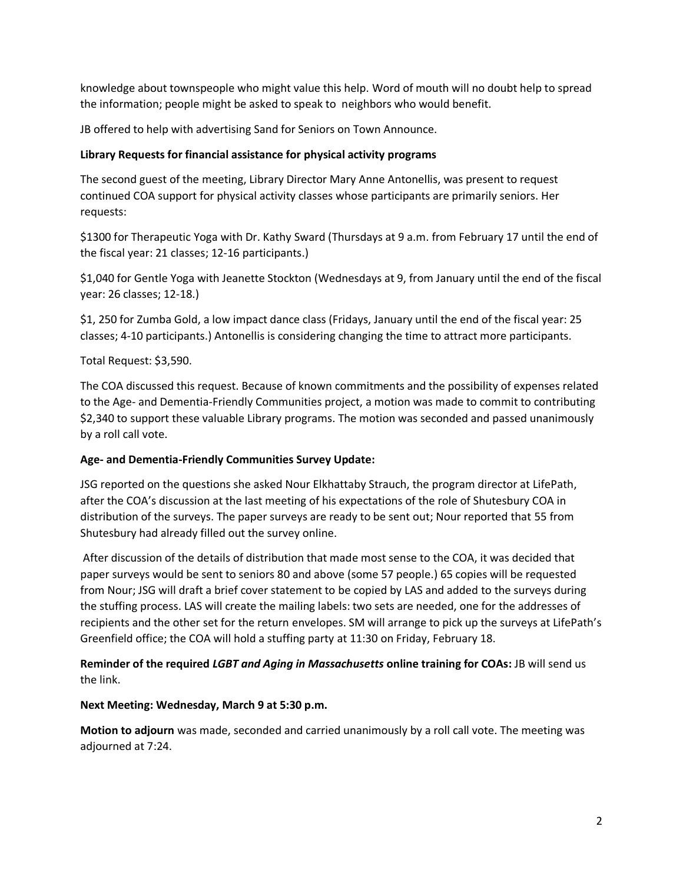knowledge about townspeople who might value this help. Word of mouth will no doubt help to spread the information; people might be asked to speak to neighbors who would benefit.

JB offered to help with advertising Sand for Seniors on Town Announce.

**Library Requests for financial assistance for physical activity programs**

The second guest of the meeting, Library Director Mary Anne Antonellis, was present to request continued COA support for physical activity classes whose participants are primarily seniors. Her requests:

$1300 for Therapeutic Yoga with Dr. Kathy Sward (Thursdays at 9 a.m. from February 17 until the end of the fiscal year: 21 classes; 12-16 participants.)

$1,040 for Gentle Yoga with Jeanette Stockton (Wednesdays at 9, from January until the end of the fiscal year: 26 classes; 12-18.)

$1, 250 for Zumba Gold, a low impact dance class (Fridays, January until the end of the fiscal year: 25 classes; 4-10 participants.) Antonellis is considering changing the time to attract more participants.

Total Request: $3,590.

The COA discussed this request. Because of known commitments and the possibility of expenses related to the Age- and Dementia-Friendly Communities project, a motion was made to commit to contributing $2,340 to support these valuable Library programs. The motion was seconded and passed unanimously by a roll call vote.

**Age- and Dementia-Friendly Communities Survey Update:**

JSG reported on the questions she asked Nour Elkhattaby Strauch, the program director at LifePath, after the COA's discussion at the last meeting of his expectations of the role of Shutesbury COA in distribution of the surveys. The paper surveys are ready to be sent out; Nour reported that 55 from Shutesbury had already filled out the survey online.

After discussion of the details of distribution that made most sense to the COA, it was decided that paper surveys would be sent to seniors 80 and above (some 57 people.) 65 copies will be requested from Nour; JSG will draft a brief cover statement to be copied by LAS and added to the surveys during the stuffing process. LAS will create the mailing labels: two sets are needed, one for the addresses of recipients and the other set for the return envelopes. SM will arrange to pick up the surveys at LifePath's Greenfield office; the COA will hold a stuffing party at 11:30 on Friday, February 18.

**Reminder of the required *LGBT and Aging in Massachusetts* online training for COAs:** JB will send us the link.

**Next Meeting: Wednesday, March 9 at 5:30 p.m.**

**Motion to adjourn** was made, seconded and carried unanimously by a roll call vote. The meeting was adjourned at 7:24.